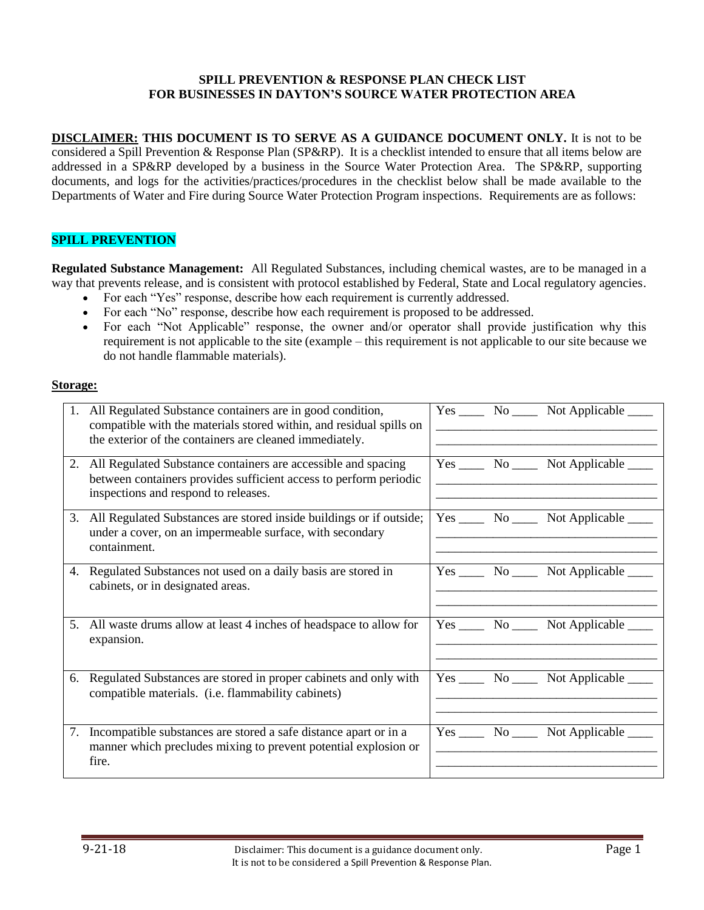**SPILL PREVENTION & RESPONSE PLAN CHECK LIST**
**FOR BUSINESSES IN DAYTON'S SOURCE WATER PROTECTION AREA**

**DISCLAIMER: THIS DOCUMENT IS TO SERVE AS A GUIDANCE DOCUMENT ONLY.** It is not to be considered a Spill Prevention & Response Plan (SP&RP). It is a checklist intended to ensure that all items below are addressed in a SP&RP developed by a business in the Source Water Protection Area. The SP&RP, supporting documents, and logs for the activities/practices/procedures in the checklist below shall be made available to the Departments of Water and Fire during Source Water Protection Program inspections. Requirements are as follows:

## SPILL PREVENTION

**Regulated Substance Management:** All Regulated Substances, including chemical wastes, are to be managed in a way that prevents release, and is consistent with protocol established by Federal, State and Local regulatory agencies.

- For each "Yes" response, describe how each requirement is currently addressed.
- For each "No" response, describe how each requirement is proposed to be addressed.
- For each "Not Applicable" response, the owner and/or operator shall provide justification why this requirement is not applicable to the site (example – this requirement is not applicable to our site because we do not handle flammable materials).

**Storage:**

| Requirement | Response |
|---|---|
| 1. All Regulated Substance containers are in good condition, compatible with the materials stored within, and residual spills on the exterior of the containers are cleaned immediately. | Yes ____ No ____ Not Applicable ____ |
| 2. All Regulated Substance containers are accessible and spacing between containers provides sufficient access to perform periodic inspections and respond to releases. | Yes ____ No ____ Not Applicable ____ |
| 3. All Regulated Substances are stored inside buildings or if outside; under a cover, on an impermeable surface, with secondary containment. | Yes ____ No ____ Not Applicable ____ |
| 4. Regulated Substances not used on a daily basis are stored in cabinets, or in designated areas. | Yes ____ No ____ Not Applicable ____ |
| 5. All waste drums allow at least 4 inches of headspace to allow for expansion. | Yes ____ No ____ Not Applicable ____ |
| 6. Regulated Substances are stored in proper cabinets and only with compatible materials. (i.e. flammability cabinets) | Yes ____ No ____ Not Applicable ____ |
| 7. Incompatible substances are stored a safe distance apart or in a manner which precludes mixing to prevent potential explosion or fire. | Yes ____ No ____ Not Applicable ____ |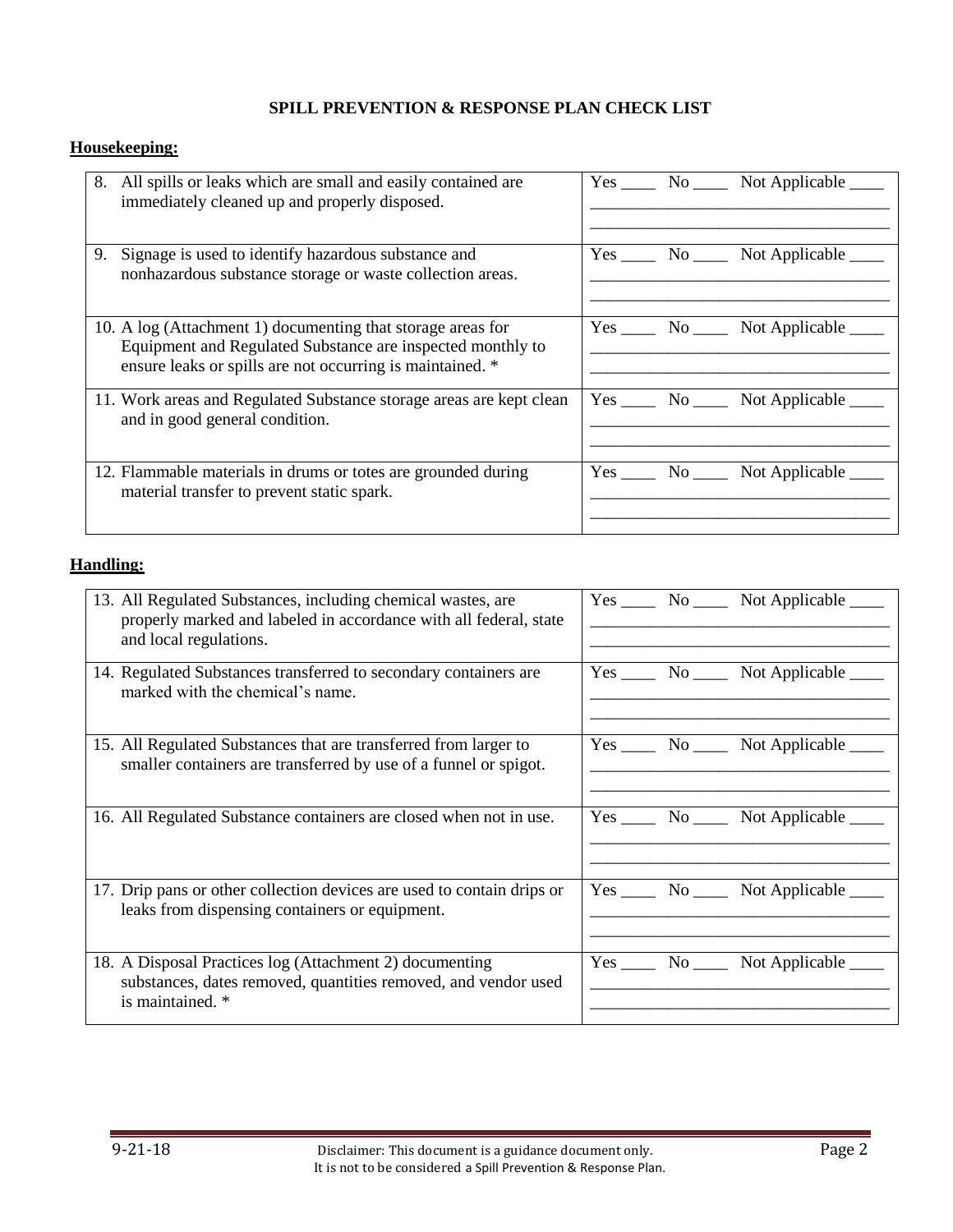**SPILL PREVENTION & RESPONSE PLAN CHECK LIST**

**Housekeeping:**

| | |
|---|---|
| 8. All spills or leaks which are small and easily contained are immediately cleaned up and properly disposed. | Yes ____ No ____ Not Applicable ____ |
| 9. Signage is used to identify hazardous substance and nonhazardous substance storage or waste collection areas. | Yes ____ No ____ Not Applicable ____ |
| 10. A log (Attachment 1) documenting that storage areas for Equipment and Regulated Substance are inspected monthly to ensure leaks or spills are not occurring is maintained. * | Yes ____ No ____ Not Applicable ____ |
| 11. Work areas and Regulated Substance storage areas are kept clean and in good general condition. | Yes ____ No ____ Not Applicable ____ |
| 12. Flammable materials in drums or totes are grounded during material transfer to prevent static spark. | Yes ____ No ____ Not Applicable ____ |

**Handling:**

| | |
|---|---|
| 13. All Regulated Substances, including chemical wastes, are properly marked and labeled in accordance with all federal, state and local regulations. | Yes ____ No ____ Not Applicable ____ |
| 14. Regulated Substances transferred to secondary containers are marked with the chemical's name. | Yes ____ No ____ Not Applicable ____ |
| 15. All Regulated Substances that are transferred from larger to smaller containers are transferred by use of a funnel or spigot. | Yes ____ No ____ Not Applicable ____ |
| 16. All Regulated Substance containers are closed when not in use. | Yes ____ No ____ Not Applicable ____ |
| 17. Drip pans or other collection devices are used to contain drips or leaks from dispensing containers or equipment. | Yes ____ No ____ Not Applicable ____ |
| 18. A Disposal Practices log (Attachment 2) documenting substances, dates removed, quantities removed, and vendor used is maintained. * | Yes ____ No ____ Not Applicable ____ |

9-21-18

Disclaimer: This document is a guidance document only. It is not to be considered a Spill Prevention & Response Plan.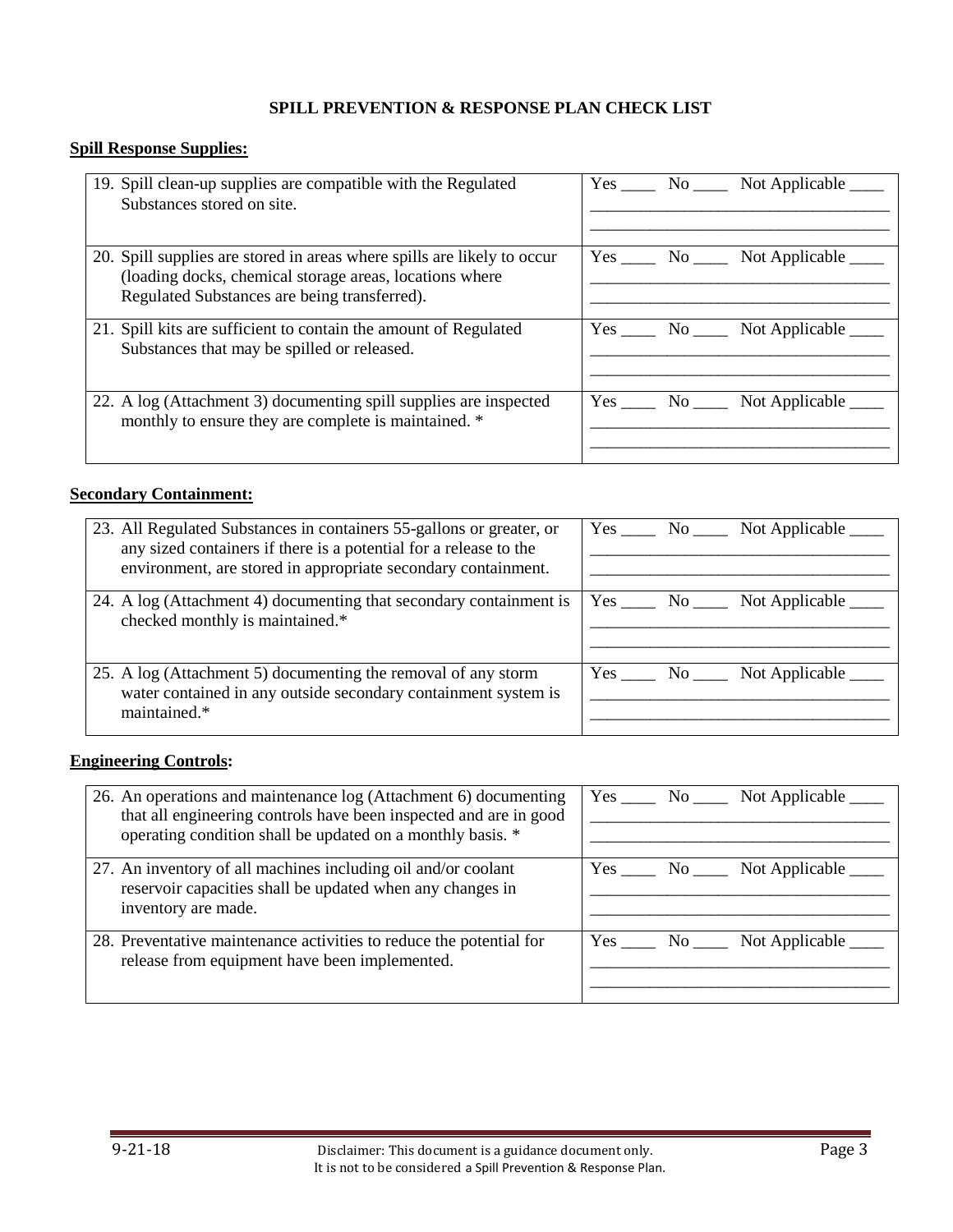**SPILL PREVENTION & RESPONSE PLAN CHECK LIST**

**Spill Response Supplies:**

| | |
|---|---|
| 19. Spill clean-up supplies are compatible with the Regulated Substances stored on site. | Yes ____ No ____ Not Applicable ____ |
| 20. Spill supplies are stored in areas where spills are likely to occur (loading docks, chemical storage areas, locations where Regulated Substances are being transferred). | Yes ____ No ____ Not Applicable ____ |
| 21. Spill kits are sufficient to contain the amount of Regulated Substances that may be spilled or released. | Yes ____ No ____ Not Applicable ____ |
| 22. A log (Attachment 3) documenting spill supplies are inspected monthly to ensure they are complete is maintained. * | Yes ____ No ____ Not Applicable ____ |

**Secondary Containment:**

| | |
|---|---|
| 23. All Regulated Substances in containers 55-gallons or greater, or any sized containers if there is a potential for a release to the environment, are stored in appropriate secondary containment. | Yes ____ No ____ Not Applicable ____ |
| 24. A log (Attachment 4) documenting that secondary containment is checked monthly is maintained.* | Yes ____ No ____ Not Applicable ____ |
| 25. A log (Attachment 5) documenting the removal of any storm water contained in any outside secondary containment system is maintained.* | Yes ____ No ____ Not Applicable ____ |

**Engineering Controls:**

| | |
|---|---|
| 26. An operations and maintenance log (Attachment 6) documenting that all engineering controls have been inspected and are in good operating condition shall be updated on a monthly basis. * | Yes ____ No ____ Not Applicable ____ |
| 27. An inventory of all machines including oil and/or coolant reservoir capacities shall be updated when any changes in inventory are made. | Yes ____ No ____ Not Applicable ____ |
| 28. Preventative maintenance activities to reduce the potential for release from equipment have been implemented. | Yes ____ No ____ Not Applicable ____ |

9-21-18 Disclaimer: This document is a guidance document only. It is not to be considered a Spill Prevention & Response Plan.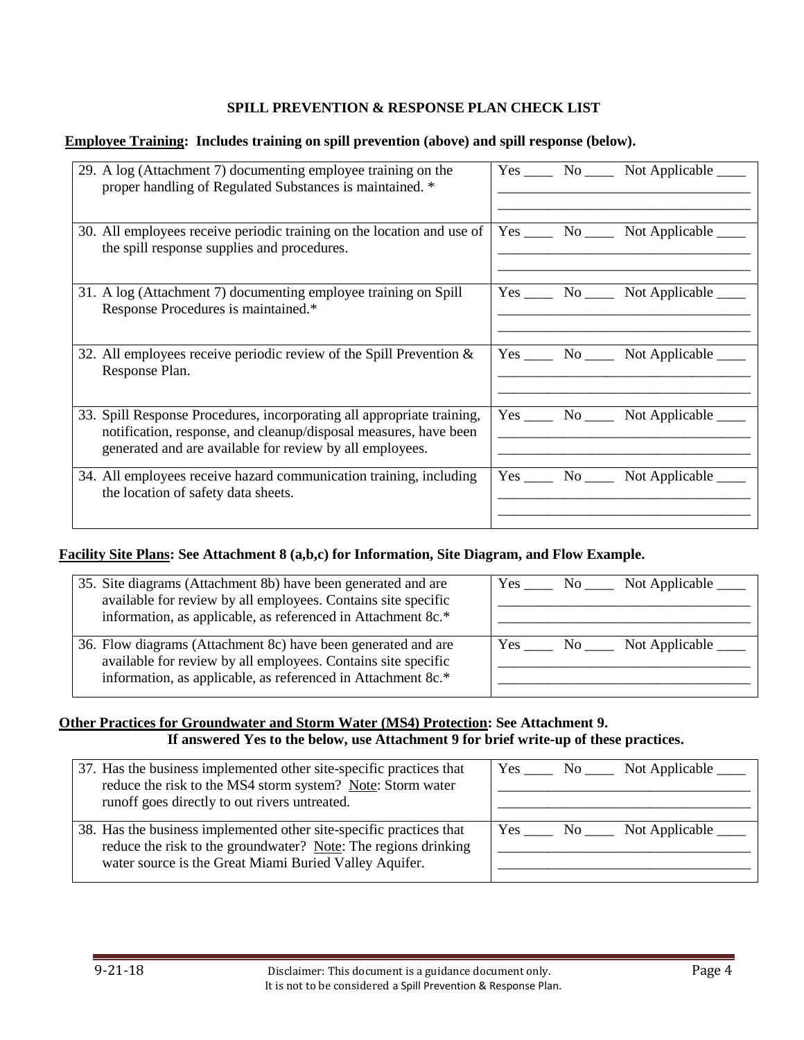## SPILL PREVENTION & RESPONSE PLAN CHECK LIST

**Employee Training: Includes training on spill prevention (above) and spill response (below).**

| Item | Response |
|---|---|
| 29. A log (Attachment 7) documenting employee training on the proper handling of Regulated Substances is maintained. * | Yes ____ No ____ Not Applicable ____ |
| 30. All employees receive periodic training on the location and use of the spill response supplies and procedures. | Yes ____ No ____ Not Applicable ____ |
| 31. A log (Attachment 7) documenting employee training on Spill Response Procedures is maintained.* | Yes ____ No ____ Not Applicable ____ |
| 32. All employees receive periodic review of the Spill Prevention & Response Plan. | Yes ____ No ____ Not Applicable ____ |
| 33. Spill Response Procedures, incorporating all appropriate training, notification, response, and cleanup/disposal measures, have been generated and are available for review by all employees. | Yes ____ No ____ Not Applicable ____ |
| 34. All employees receive hazard communication training, including the location of safety data sheets. | Yes ____ No ____ Not Applicable ____ |

**Facility Site Plans: See Attachment 8 (a,b,c) for Information, Site Diagram, and Flow Example.**

| Item | Response |
|---|---|
| 35. Site diagrams (Attachment 8b) have been generated and are available for review by all employees. Contains site specific information, as applicable, as referenced in Attachment 8c.* | Yes ____ No ____ Not Applicable ____ |
| 36. Flow diagrams (Attachment 8c) have been generated and are available for review by all employees. Contains site specific information, as applicable, as referenced in Attachment 8c.* | Yes ____ No ____ Not Applicable ____ |

**Other Practices for Groundwater and Storm Water (MS4) Protection: See Attachment 9.**
**If answered Yes to the below, use Attachment 9 for brief write-up of these practices.**

| Item | Response |
|---|---|
| 37. Has the business implemented other site-specific practices that reduce the risk to the MS4 storm system? Note: Storm water runoff goes directly to out rivers untreated. | Yes ____ No ____ Not Applicable ____ |
| 38. Has the business implemented other site-specific practices that reduce the risk to the groundwater? Note: The regions drinking water source is the Great Miami Buried Valley Aquifer. | Yes ____ No ____ Not Applicable ____ |

9-21-18 Disclaimer: This document is a guidance document only. It is not to be considered a Spill Prevention & Response Plan.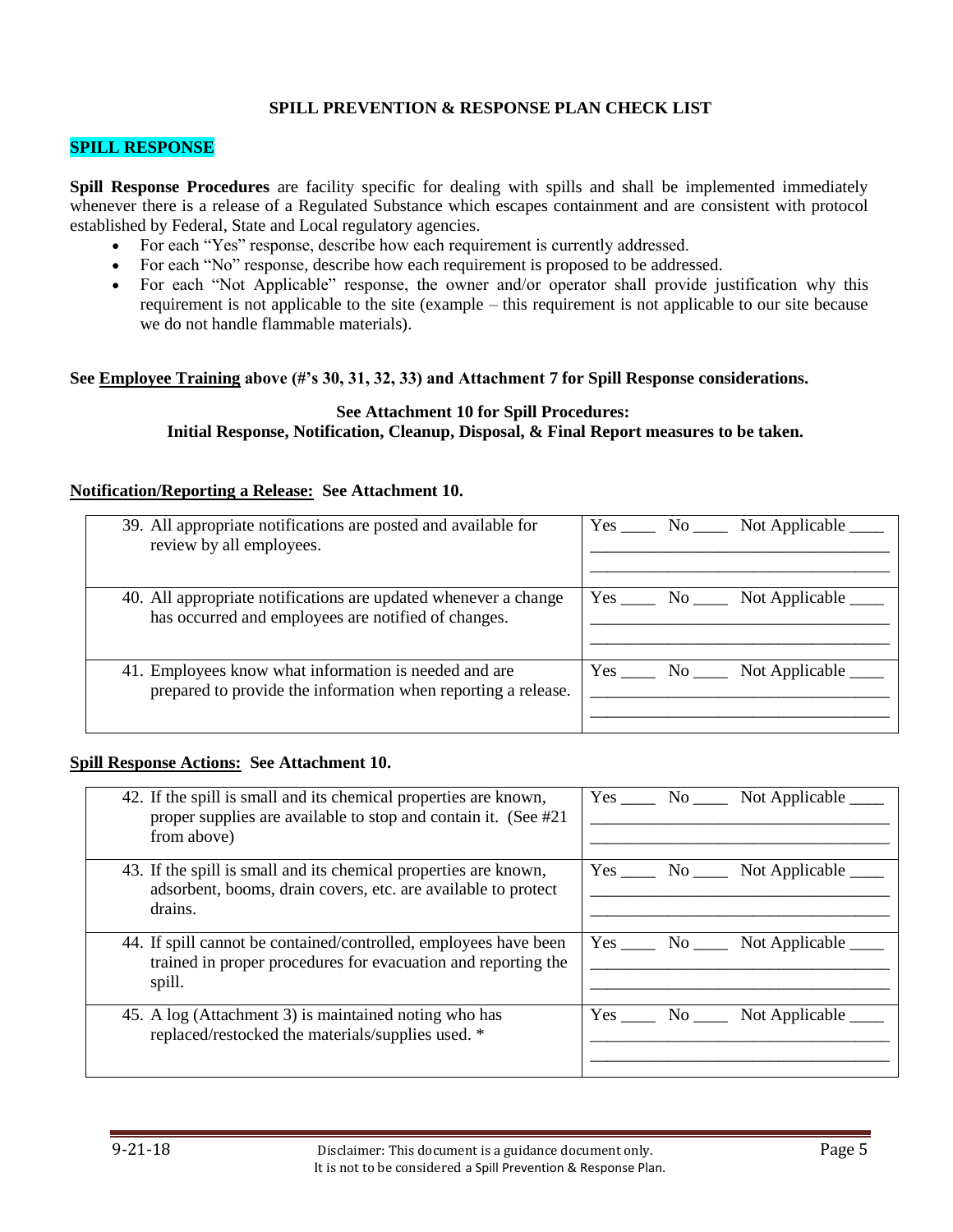## SPILL PREVENTION & RESPONSE PLAN CHECK LIST

### SPILL RESPONSE

**Spill Response Procedures** are facility specific for dealing with spills and shall be implemented immediately whenever there is a release of a Regulated Substance which escapes containment and are consistent with protocol established by Federal, State and Local regulatory agencies.

- For each "Yes" response, describe how each requirement is currently addressed.
- For each "No" response, describe how each requirement is proposed to be addressed.
- For each "Not Applicable" response, the owner and/or operator shall provide justification why this requirement is not applicable to the site (example – this requirement is not applicable to our site because we do not handle flammable materials).

**See Employee Training above (#'s 30, 31, 32, 33) and Attachment 7 for Spill Response considerations.**

**See Attachment 10 for Spill Procedures:**
**Initial Response, Notification, Cleanup, Disposal, & Final Report measures to be taken.**

**Notification/Reporting a Release: See Attachment 10.**

| | |
|---|---|
| 39. All appropriate notifications are posted and available for review by all employees. | Yes ____ No ____ Not Applicable ____ __________________________________ __________________________________ |
| 40. All appropriate notifications are updated whenever a change has occurred and employees are notified of changes. | Yes ____ No ____ Not Applicable ____ __________________________________ __________________________________ |
| 41. Employees know what information is needed and are prepared to provide the information when reporting a release. | Yes ____ No ____ Not Applicable ____ __________________________________ __________________________________ |

**Spill Response Actions: See Attachment 10.**

| | |
|---|---|
| 42. If the spill is small and its chemical properties are known, proper supplies are available to stop and contain it. (See #21 from above) | Yes ____ No ____ Not Applicable ____ __________________________________ __________________________________ |
| 43. If the spill is small and its chemical properties are known, adsorbent, booms, drain covers, etc. are available to protect drains. | Yes ____ No ____ Not Applicable ____ __________________________________ __________________________________ |
| 44. If spill cannot be contained/controlled, employees have been trained in proper procedures for evacuation and reporting the spill. | Yes ____ No ____ Not Applicable ____ __________________________________ __________________________________ |
| 45. A log (Attachment 3) is maintained noting who has replaced/restocked the materials/supplies used. * | Yes ____ No ____ Not Applicable ____ __________________________________ __________________________________ |

9-21-18 — Disclaimer: This document is a guidance document only. It is not to be considered a Spill Prevention & Response Plan.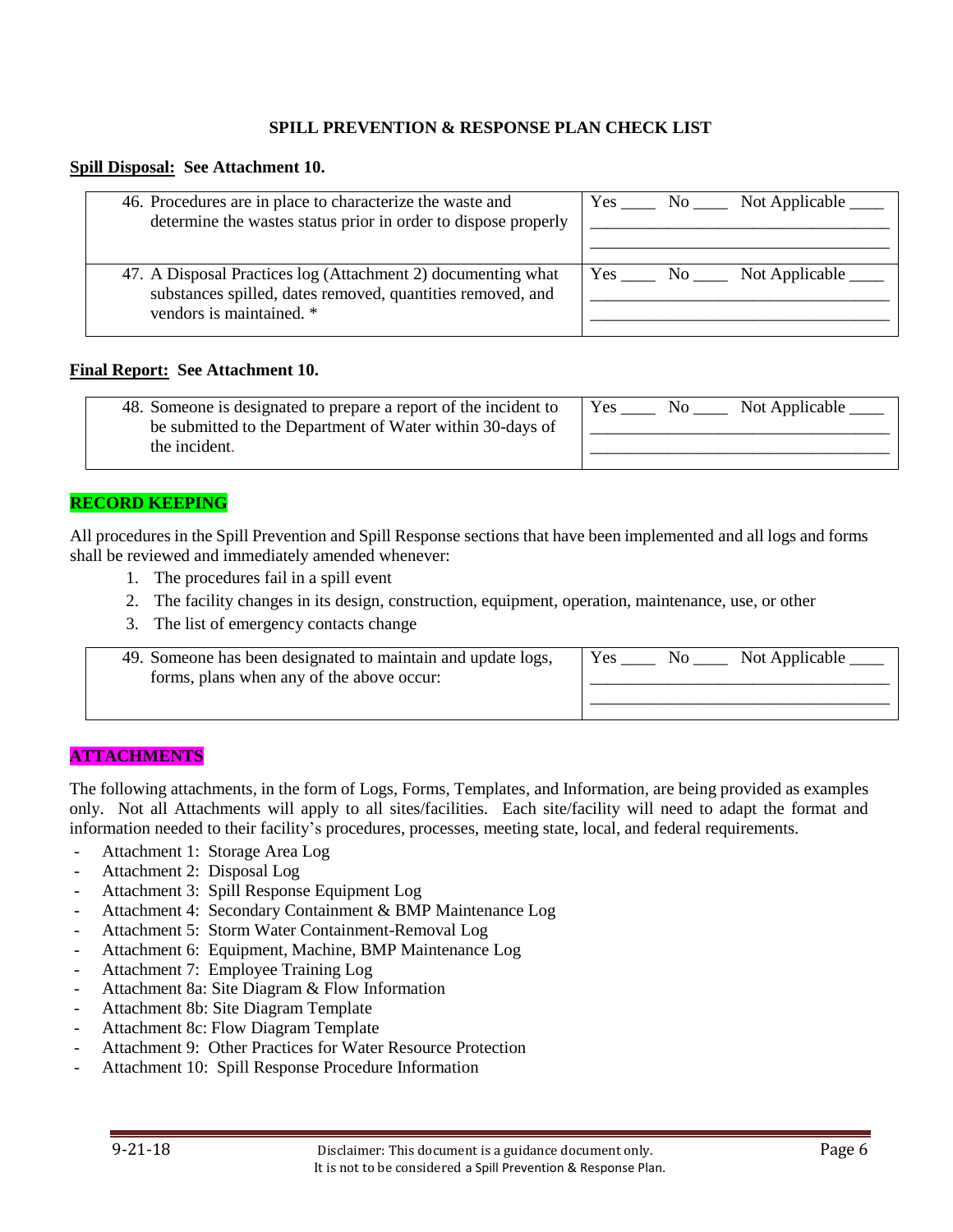**SPILL PREVENTION & RESPONSE PLAN CHECK LIST**

**Spill Disposal: See Attachment 10.**

| | |
|---|---|
| 46. Procedures are in place to characterize the waste and determine the wastes status prior in order to dispose properly | Yes ____ No ____ Not Applicable ____<br>__________________________________<br>__________________________________ |
| 47. A Disposal Practices log (Attachment 2) documenting what substances spilled, dates removed, quantities removed, and vendors is maintained. * | Yes ____ No ____ Not Applicable ____<br>__________________________________<br>__________________________________ |

**Final Report: See Attachment 10.**

| | |
|---|---|
| 48. Someone is designated to prepare a report of the incident to be submitted to the Department of Water within 30-days of the incident. | Yes ____ No ____ Not Applicable ____<br>__________________________________<br>__________________________________ |

## RECORD KEEPING

All procedures in the Spill Prevention and Spill Response sections that have been implemented and all logs and forms shall be reviewed and immediately amended whenever:

1. The procedures fail in a spill event
2. The facility changes in its design, construction, equipment, operation, maintenance, use, or other
3. The list of emergency contacts change

| | |
|---|---|
| 49. Someone has been designated to maintain and update logs, forms, plans when any of the above occur: | Yes ____ No ____ Not Applicable ____<br>__________________________________<br>__________________________________ |

## ATTACHMENTS

The following attachments, in the form of Logs, Forms, Templates, and Information, are being provided as examples only. Not all Attachments will apply to all sites/facilities. Each site/facility will need to adapt the format and information needed to their facility's procedures, processes, meeting state, local, and federal requirements.

- Attachment 1: Storage Area Log
- Attachment 2: Disposal Log
- Attachment 3: Spill Response Equipment Log
- Attachment 4: Secondary Containment & BMP Maintenance Log
- Attachment 5: Storm Water Containment-Removal Log
- Attachment 6: Equipment, Machine, BMP Maintenance Log
- Attachment 7: Employee Training Log
- Attachment 8a: Site Diagram & Flow Information
- Attachment 8b: Site Diagram Template
- Attachment 8c: Flow Diagram Template
- Attachment 9: Other Practices for Water Resource Protection
- Attachment 10: Spill Response Procedure Information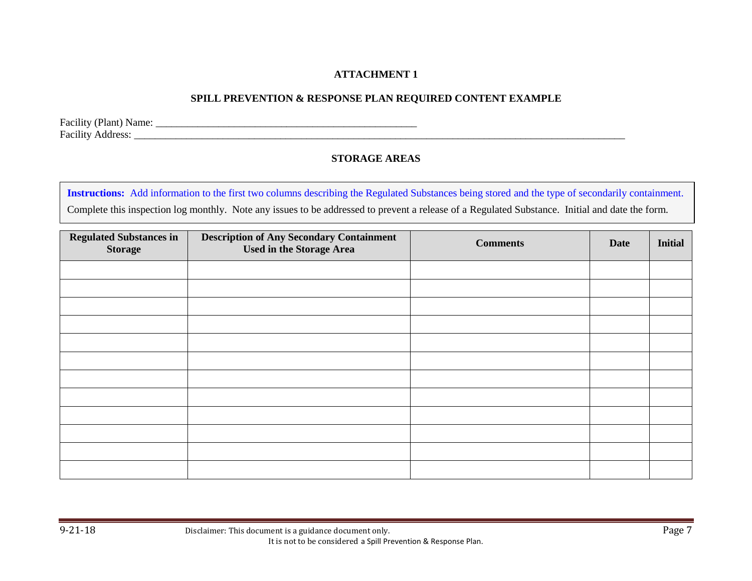**ATTACHMENT 1**

**SPILL PREVENTION & RESPONSE PLAN REQUIRED CONTENT EXAMPLE**

Facility (Plant) Name: ___________________________________________________

Facility Address: ______________________________________________________________________________________________

**STORAGE AREAS**

**Instructions:** Add information to the first two columns describing the Regulated Substances being stored and the type of secondarily containment.

Complete this inspection log monthly. Note any issues to be addressed to prevent a release of a Regulated Substance. Initial and date the form.

| Regulated Substances in Storage | Description of Any Secondary Containment Used in the Storage Area | Comments | Date | Initial |
|---|---|---|---|---|
| | | | | |
| | | | | |
| | | | | |
| | | | | |
| | | | | |
| | | | | |
| | | | | |
| | | | | |
| | | | | |
| | | | | |
| | | | | |
| | | | | |

9-21-18 Disclaimer: This document is a guidance document only. It is not to be considered a Spill Prevention & Response Plan.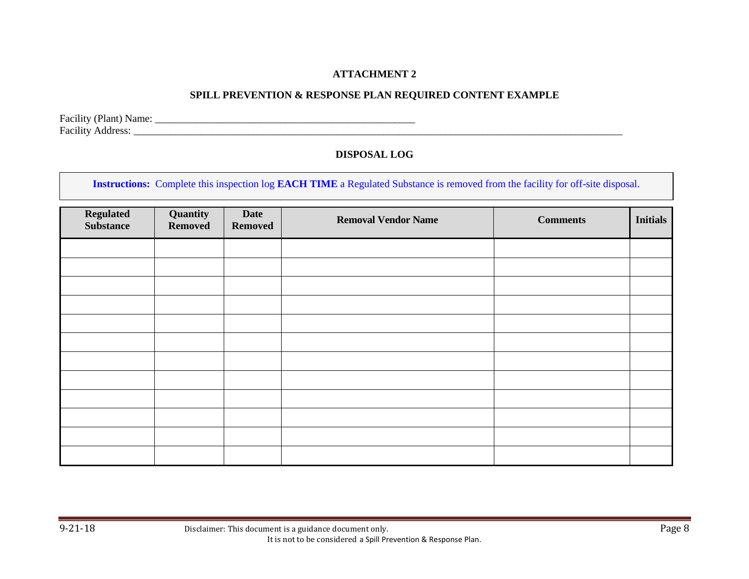## ATTACHMENT 2

## SPILL PREVENTION & RESPONSE PLAN REQUIRED CONTENT EXAMPLE

Facility (Plant) Name: ___________________________________________________

Facility Address: ___________________________________________________________________________________________________

### DISPOSAL LOG

**Instructions:** Complete this inspection log **EACH TIME** a Regulated Substance is removed from the facility for off-site disposal.

| Regulated Substance | Quantity Removed | Date Removed | Removal Vendor Name | Comments | Initials |
|---|---|---|---|---|---|
| | | | | | |
| | | | | | |
| | | | | | |
| | | | | | |
| | | | | | |
| | | | | | |
| | | | | | |
| | | | | | |
| | | | | | |
| | | | | | |
| | | | | | |
| | | | | | |

9-21-18 Disclaimer: This document is a guidance document only. It is not to be considered a Spill Prevention & Response Plan.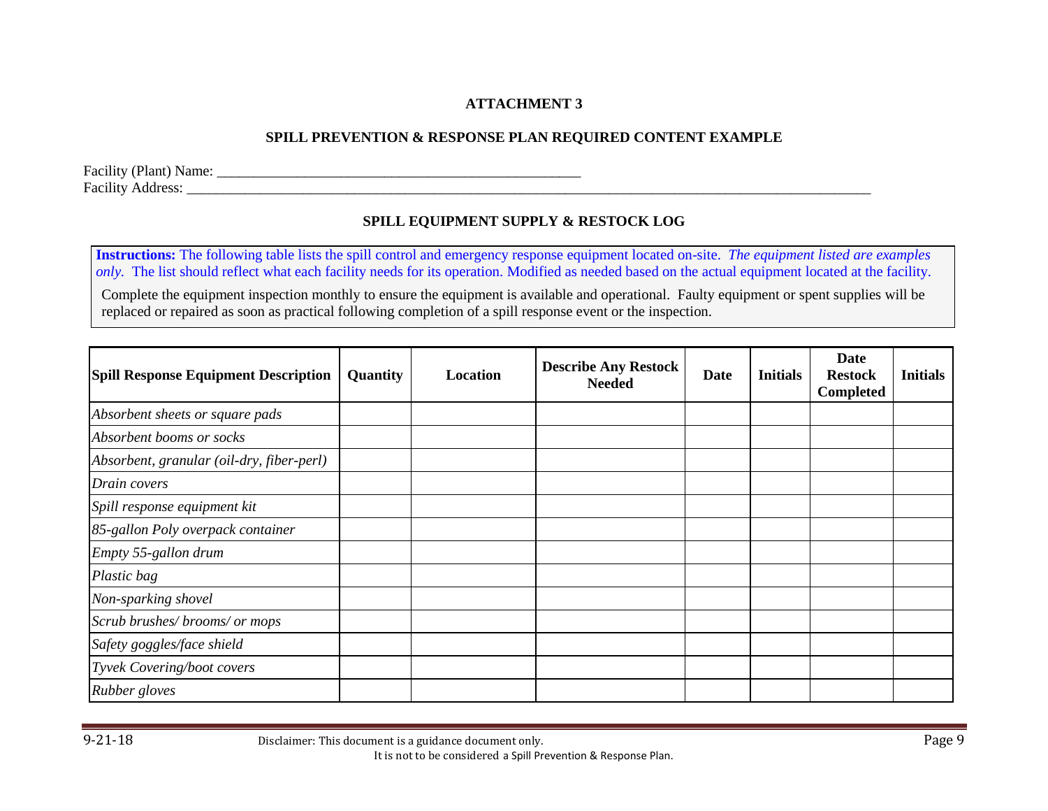**ATTACHMENT 3**

**SPILL PREVENTION & RESPONSE PLAN REQUIRED CONTENT EXAMPLE**

Facility (Plant) Name: ___________________________________________________

Facility Address: ______________________________________________________________________________________________

**SPILL EQUIPMENT SUPPLY & RESTOCK LOG**

**Instructions:** The following table lists the spill control and emergency response equipment located on-site. *The equipment listed are examples only.* The list should reflect what each facility needs for its operation. Modified as needed based on the actual equipment located at the facility.

Complete the equipment inspection monthly to ensure the equipment is available and operational. Faulty equipment or spent supplies will be replaced or repaired as soon as practical following completion of a spill response event or the inspection.

| **Spill Response Equipment Description** | **Quantity** | **Location** | **Describe Any Restock Needed** | **Date** | **Initials** | **Date Restock Completed** | **Initials** |
|---|---|---|---|---|---|---|---|
| *Absorbent sheets or square pads* | | | | | | | |
| *Absorbent booms or socks* | | | | | | | |
| *Absorbent, granular (oil-dry, fiber-perl)* | | | | | | | |
| *Drain covers* | | | | | | | |
| *Spill response equipment kit* | | | | | | | |
| *85-gallon Poly overpack container* | | | | | | | |
| *Empty 55-gallon drum* | | | | | | | |
| *Plastic bag* | | | | | | | |
| *Non-sparking shovel* | | | | | | | |
| *Scrub brushes/ brooms/ or mops* | | | | | | | |
| *Safety goggles/face shield* | | | | | | | |
| *Tyvek Covering/boot covers* | | | | | | | |
| *Rubber gloves* | | | | | | | |

9-21-18 Disclaimer: This document is a guidance document only. It is not to be considered a Spill Prevention & Response Plan.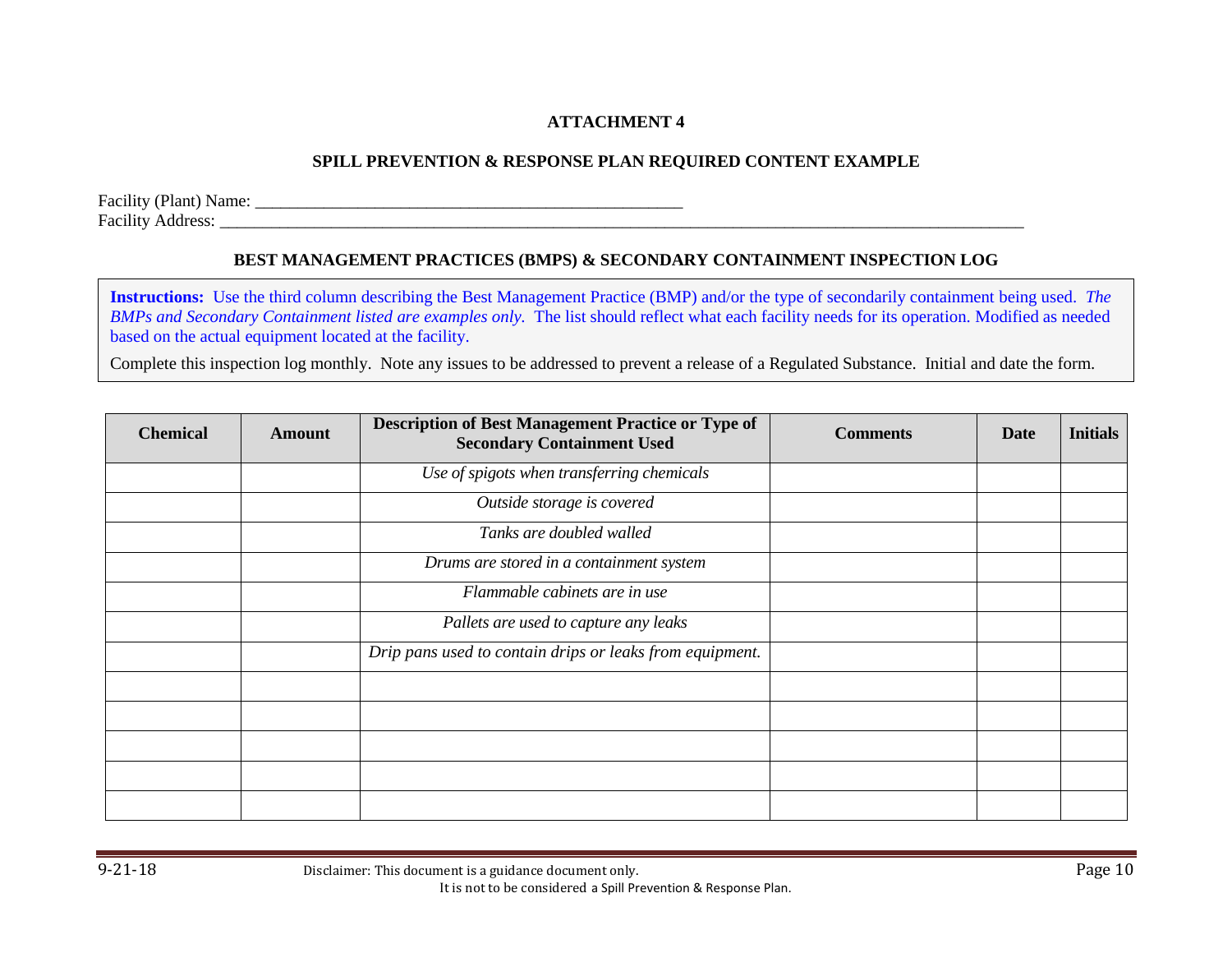**ATTACHMENT 4**

**SPILL PREVENTION & RESPONSE PLAN REQUIRED CONTENT EXAMPLE**

Facility (Plant) Name: ___________________________________________________

Facility Address: ______________________________________________________________________________________________

**BEST MANAGEMENT PRACTICES (BMPS) & SECONDARY CONTAINMENT INSPECTION LOG**

> **Instructions:** Use the third column describing the Best Management Practice (BMP) and/or the type of secondarily containment being used. *The BMPs and Secondary Containment listed are examples only.* The list should reflect what each facility needs for its operation. Modified as needed based on the actual equipment located at the facility.
>
> Complete this inspection log monthly. Note any issues to be addressed to prevent a release of a Regulated Substance. Initial and date the form.

| Chemical | Amount | Description of Best Management Practice or Type of Secondary Containment Used | Comments | Date | Initials |
|---|---|---|---|---|---|
| | | *Use of spigots when transferring chemicals* | | | |
| | | *Outside storage is covered* | | | |
| | | *Tanks are doubled walled* | | | |
| | | *Drums are stored in a containment system* | | | |
| | | *Flammable cabinets are in use* | | | |
| | | *Pallets are used to capture any leaks* | | | |
| | | *Drip pans used to contain drips or leaks from equipment.* | | | |
| | | | | | |
| | | | | | |
| | | | | | |
| | | | | | |
| | | | | | |

9-21-18

Disclaimer: This document is a guidance document only. It is not to be considered a Spill Prevention & Response Plan.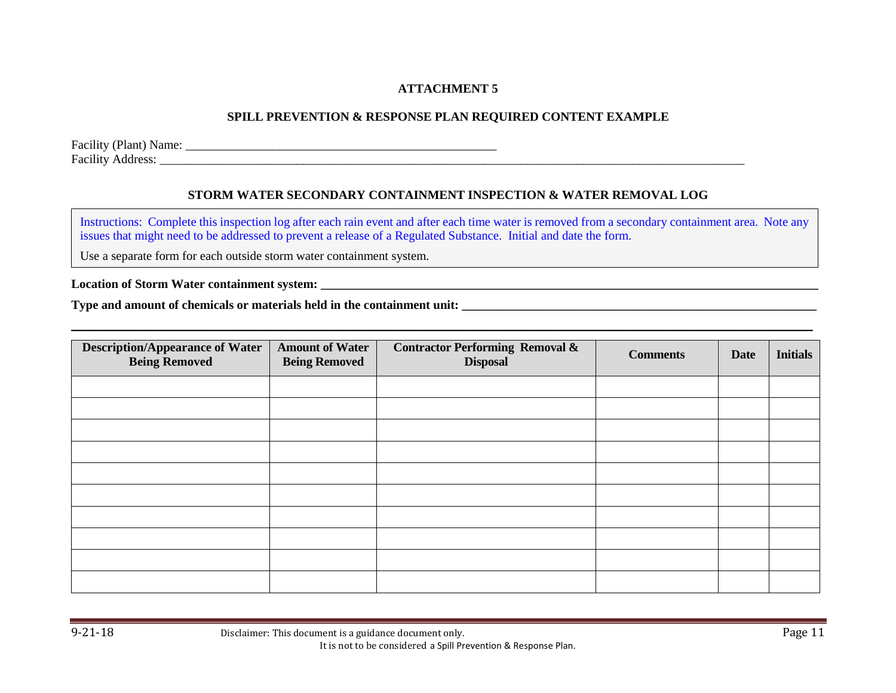**ATTACHMENT 5**

**SPILL PREVENTION & RESPONSE PLAN REQUIRED CONTENT EXAMPLE**

Facility (Plant) Name: ____________________________________________________

Facility Address: ________________________________________________________________________________________________

**STORM WATER SECONDARY CONTAINMENT INSPECTION & WATER REMOVAL LOG**

Instructions: Complete this inspection log after each rain event and after each time water is removed from a secondary containment area. Note any issues that might need to be addressed to prevent a release of a Regulated Substance. Initial and date the form.

Use a separate form for each outside storm water containment system.

**Location of Storm Water containment system: ________________________________________________________________________________**

**Type and amount of chemicals or materials held in the containment unit: __________________________________________________________**

________________________________________________________________________________________________________________________

| Description/Appearance of Water Being Removed | Amount of Water Being Removed | Contractor Performing Removal & Disposal | Comments | Date | Initials |
|---|---|---|---|---|---|
| | | | | | |
| | | | | | |
| | | | | | |
| | | | | | |
| | | | | | |
| | | | | | |
| | | | | | |
| | | | | | |
| | | | | | |
| | | | | | |

9-21-18 Disclaimer: This document is a guidance document only. It is not to be considered a Spill Prevention & Response Plan.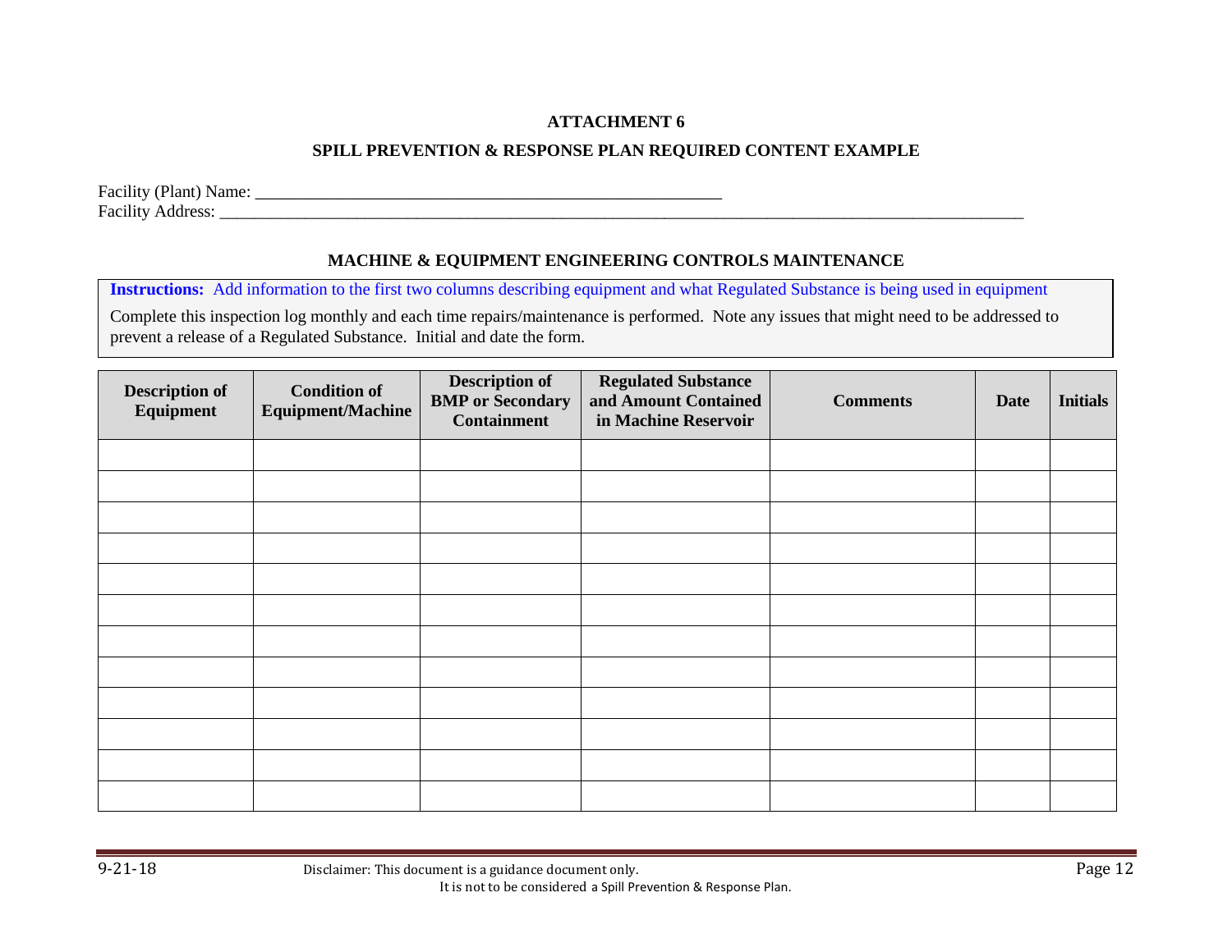**ATTACHMENT 6**

**SPILL PREVENTION & RESPONSE PLAN REQUIRED CONTENT EXAMPLE**

Facility (Plant) Name: ________________________________________________________

Facility Address: ________________________________________________________________________________________________

**MACHINE & EQUIPMENT ENGINEERING CONTROLS MAINTENANCE**

**Instructions:** Add information to the first two columns describing equipment and what Regulated Substance is being used in equipment

Complete this inspection log monthly and each time repairs/maintenance is performed. Note any issues that might need to be addressed to prevent a release of a Regulated Substance. Initial and date the form.

| Description of Equipment | Condition of Equipment/Machine | Description of BMP or Secondary Containment | Regulated Substance and Amount Contained in Machine Reservoir | Comments | Date | Initials |
|---|---|---|---|---|---|---|
| | | | | | | |
| | | | | | | |
| | | | | | | |
| | | | | | | |
| | | | | | | |
| | | | | | | |
| | | | | | | |
| | | | | | | |
| | | | | | | |
| | | | | | | |
| | | | | | | |
| | | | | | | |

9-21-18 Disclaimer: This document is a guidance document only. It is not to be considered a Spill Prevention & Response Plan.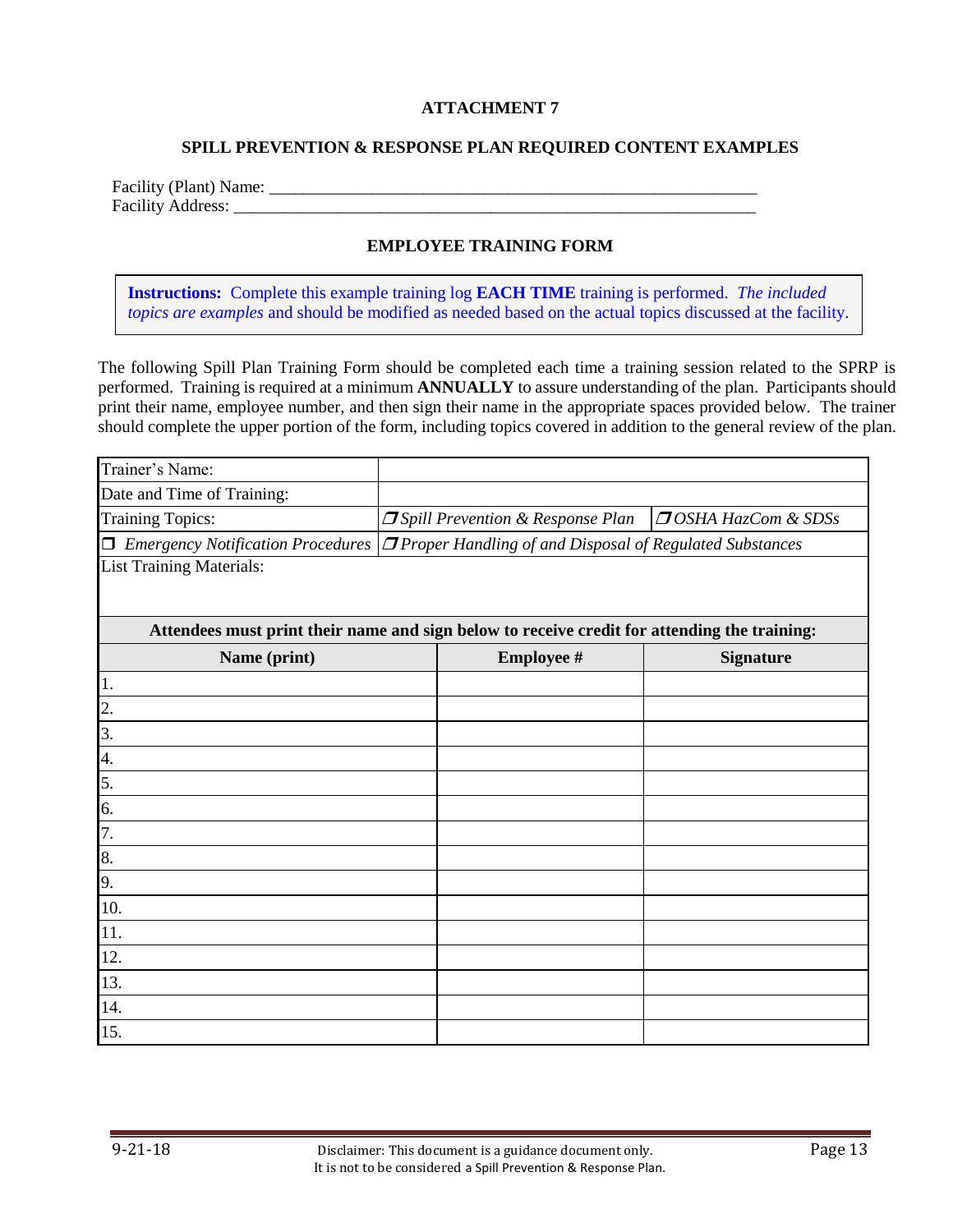# ATTACHMENT 7

## SPILL PREVENTION & RESPONSE PLAN REQUIRED CONTENT EXAMPLES

Facility (Plant) Name: ___________________________________________________________

Facility Address: ______________________________________________________________

### EMPLOYEE TRAINING FORM

> **Instructions:** Complete this example training log **EACH TIME** training is performed. *The included topics are examples* and should be modified as needed based on the actual topics discussed at the facility.

The following Spill Plan Training Form should be completed each time a training session related to the SPRP is performed. Training is required at a minimum **ANNUALLY** to assure understanding of the plan. Participants should print their name, employee number, and then sign their name in the appropriate spaces provided below. The trainer should complete the upper portion of the form, including topics covered in addition to the general review of the plan.

| Trainer's Name: | | |
|---|---|---|
| Date and Time of Training: | | |
| Training Topics: | ❒ *Spill Prevention & Response Plan* | ❒ *OSHA HazCom & SDSs* |
| ❒ *Emergency Notification Procedures* | ❒ *Proper Handling of and Disposal of Regulated Substances* | |
| List Training Materials: | | |

**Attendees must print their name and sign below to receive credit for attending the training:**

| Name (print) | Employee # | Signature |
|---|---|---|
| 1. | | |
| 2. | | |
| 3. | | |
| 4. | | |
| 5. | | |
| 6. | | |
| 7. | | |
| 8. | | |
| 9. | | |
| 10. | | |
| 11. | | |
| 12. | | |
| 13. | | |
| 14. | | |
| 15. | | |

9-21-18 Disclaimer: This document is a guidance document only. It is not to be considered a Spill Prevention & Response Plan.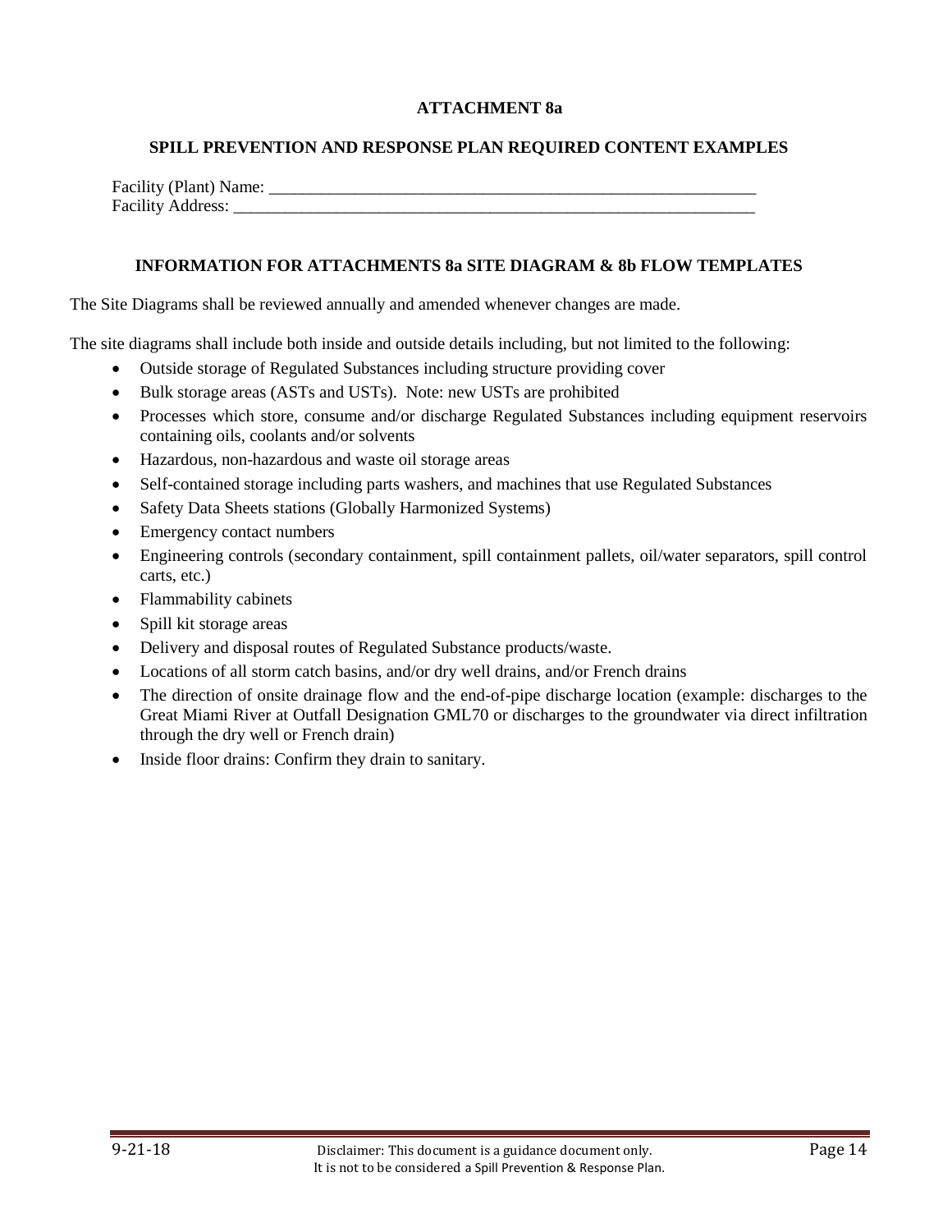## ATTACHMENT 8a

### SPILL PREVENTION AND RESPONSE PLAN REQUIRED CONTENT EXAMPLES

Facility (Plant) Name: ___________________________________________________________
Facility Address: _______________________________________________________________

### INFORMATION FOR ATTACHMENTS 8a SITE DIAGRAM & 8b FLOW TEMPLATES

The Site Diagrams shall be reviewed annually and amended whenever changes are made.

The site diagrams shall include both inside and outside details including, but not limited to the following:

- Outside storage of Regulated Substances including structure providing cover
- Bulk storage areas (ASTs and USTs). Note: new USTs are prohibited
- Processes which store, consume and/or discharge Regulated Substances including equipment reservoirs containing oils, coolants and/or solvents
- Hazardous, non-hazardous and waste oil storage areas
- Self-contained storage including parts washers, and machines that use Regulated Substances
- Safety Data Sheets stations (Globally Harmonized Systems)
- Emergency contact numbers
- Engineering controls (secondary containment, spill containment pallets, oil/water separators, spill control carts, etc.)
- Flammability cabinets
- Spill kit storage areas
- Delivery and disposal routes of Regulated Substance products/waste.
- Locations of all storm catch basins, and/or dry well drains, and/or French drains
- The direction of onsite drainage flow and the end-of-pipe discharge location (example: discharges to the Great Miami River at Outfall Designation GML70 or discharges to the groundwater via direct infiltration through the dry well or French drain)
- Inside floor drains: Confirm they drain to sanitary.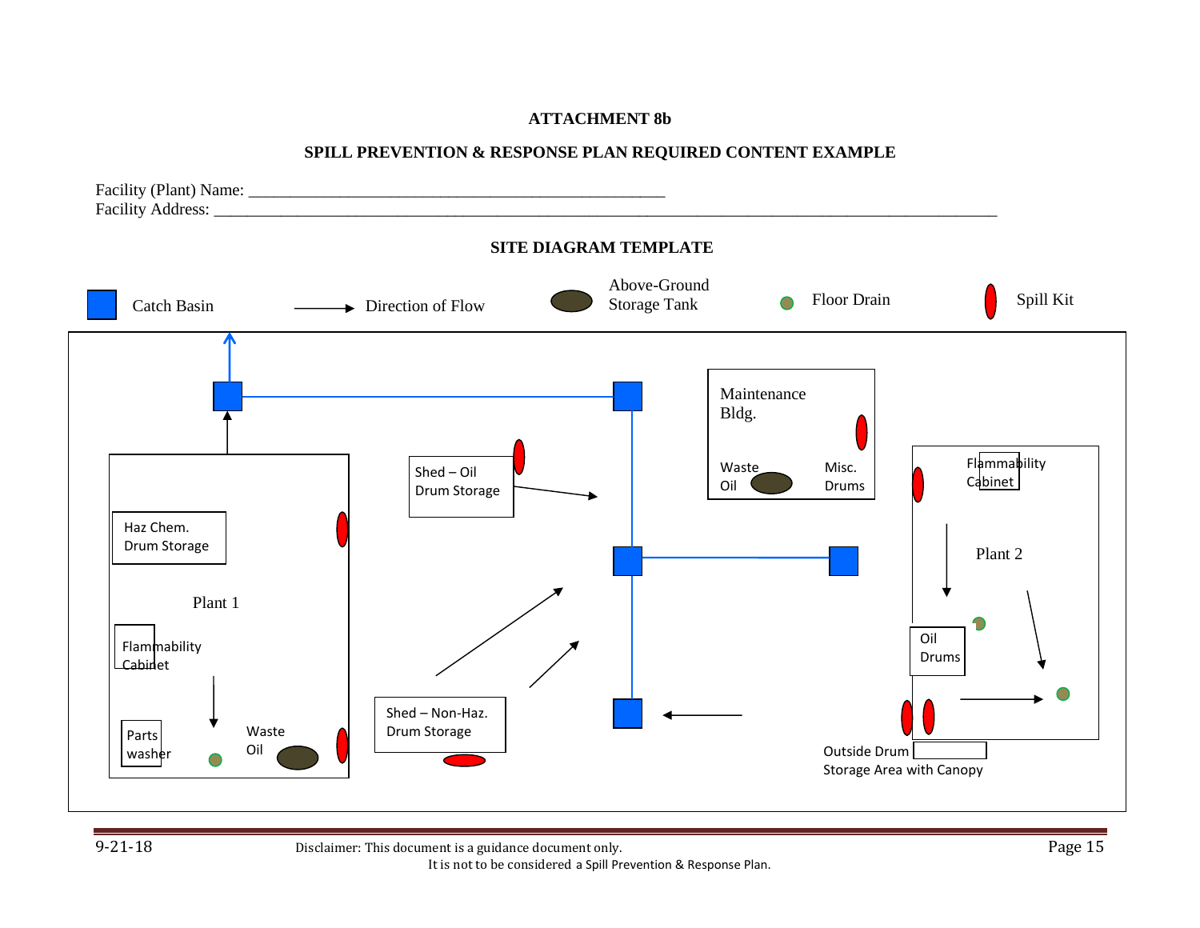**ATTACHMENT 8b**

**SPILL PREVENTION & RESPONSE PLAN REQUIRED CONTENT EXAMPLE**

Facility (Plant) Name: ___________________________________________________

Facility Address: ______________________________________________________________________________________________

**SITE DIAGRAM TEMPLATE**

Catch Basin    Direction of Flow    Above-Ground Storage Tank    Floor Drain    Spill Kit

Maintenance Bldg.

Waste Oil

Misc. Drums

Shed – Oil Drum Storage

Flammability Cabinet

Plant 2

Haz Chem. Drum Storage

Plant 1

Flammability Cabinet

Oil Drums

Parts washer

Waste Oil

Shed – Non-Haz. Drum Storage

Outside Drum Storage Area with Canopy

Disclaimer: This document is a guidance document only.
It is not to be considered a Spill Prevention & Response Plan.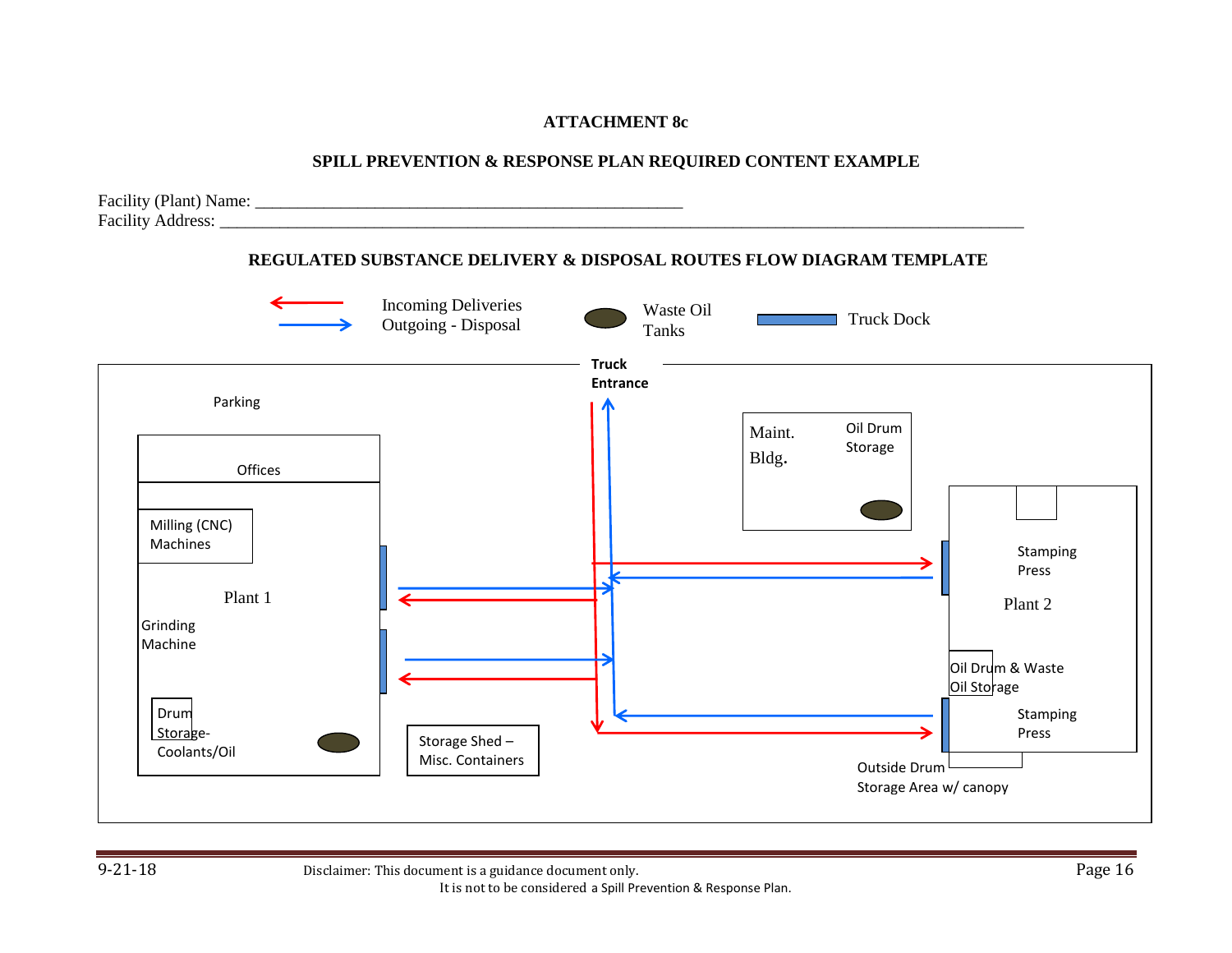**ATTACHMENT 8c**

**SPILL PREVENTION & RESPONSE PLAN REQUIRED CONTENT EXAMPLE**

Facility (Plant) Name: ___________________________________________________

Facility Address: ______________________________________________________________________________________

**REGULATED SUBSTANCE DELIVERY & DISPOSAL ROUTES FLOW DIAGRAM TEMPLATE**

Incoming Deliveries
Outgoing - Disposal

Waste Oil Tanks

Truck Dock

Truck Entrance

Parking

Offices

Milling (CNC) Machines

Plant 1

Grinding Machine

Drum Storage- Coolants/Oil

Storage Shed – Misc. Containers

Maint. Bldg.

Oil Drum Storage

Stamping Press

Plant 2

Oil Drum & Waste Oil Storage

Stamping Press

Outside Drum Storage Area w/ canopy

9-21-18

Disclaimer: This document is a guidance document only.
It is not to be considered a Spill Prevention & Response Plan.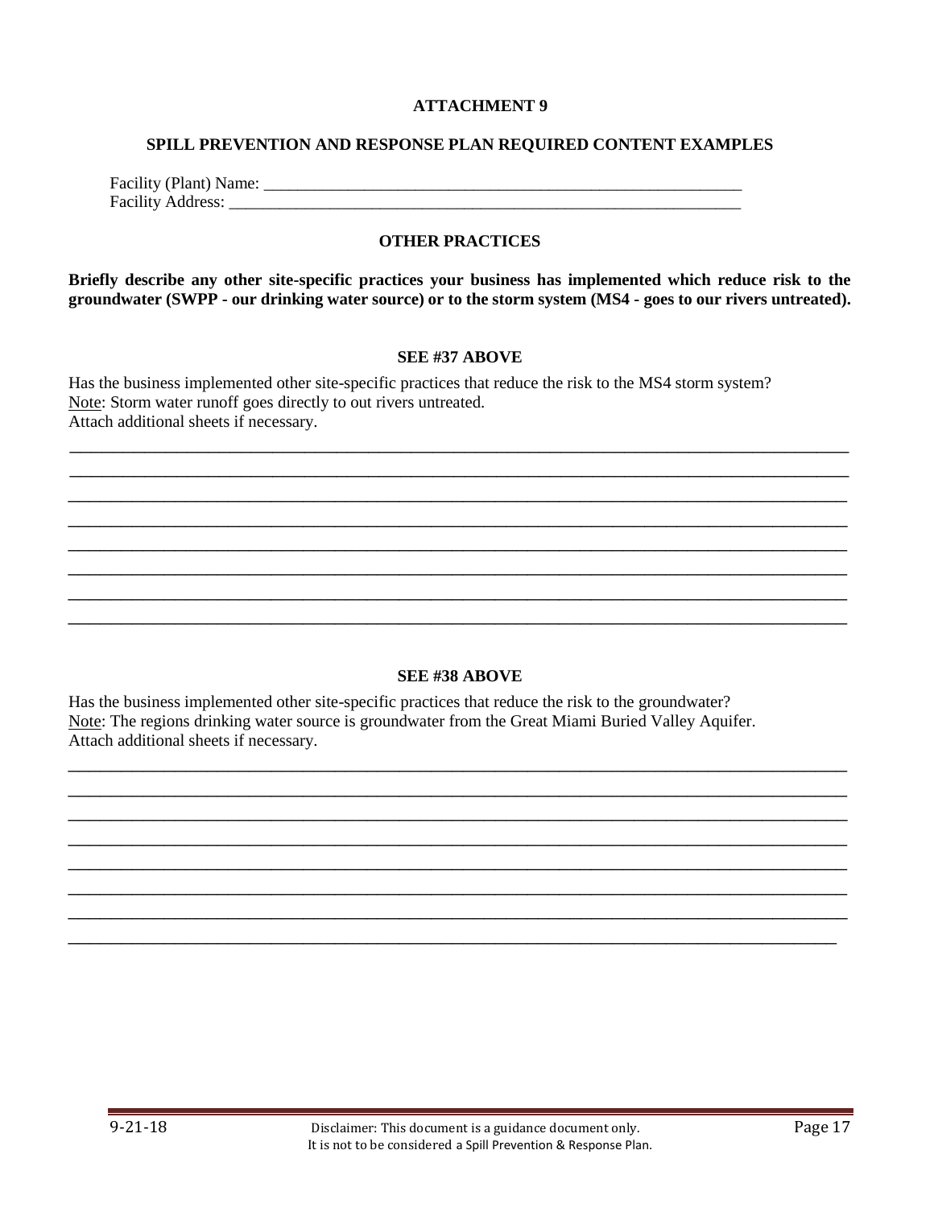**ATTACHMENT 9**

**SPILL PREVENTION AND RESPONSE PLAN REQUIRED CONTENT EXAMPLES**

Facility (Plant) Name: ___________________________________________________________
Facility Address: ______________________________________________________________

**OTHER PRACTICES**

**Briefly describe any other site-specific practices your business has implemented which reduce risk to the groundwater (SWPP - our drinking water source) or to the storm system (MS4 - goes to our rivers untreated).**

**SEE #37 ABOVE**

Has the business implemented other site-specific practices that reduce the risk to the MS4 storm system?
Note: Storm water runoff goes directly to out rivers untreated.
Attach additional sheets if necessary.

____________________________________________________________________________________________
____________________________________________________________________________________________
____________________________________________________________________________________________
____________________________________________________________________________________________
____________________________________________________________________________________________
____________________________________________________________________________________________
____________________________________________________________________________________________
____________________________________________________________________________________________

**SEE #38 ABOVE**

Has the business implemented other site-specific practices that reduce the risk to the groundwater?
Note: The regions drinking water source is groundwater from the Great Miami Buried Valley Aquifer.
Attach additional sheets if necessary.

____________________________________________________________________________________________
____________________________________________________________________________________________
____________________________________________________________________________________________
____________________________________________________________________________________________
____________________________________________________________________________________________
____________________________________________________________________________________________
____________________________________________________________________________________________
____________________________________________________________________________________________

9-21-18 Disclaimer: This document is a guidance document only. It is not to be considered a Spill Prevention & Response Plan.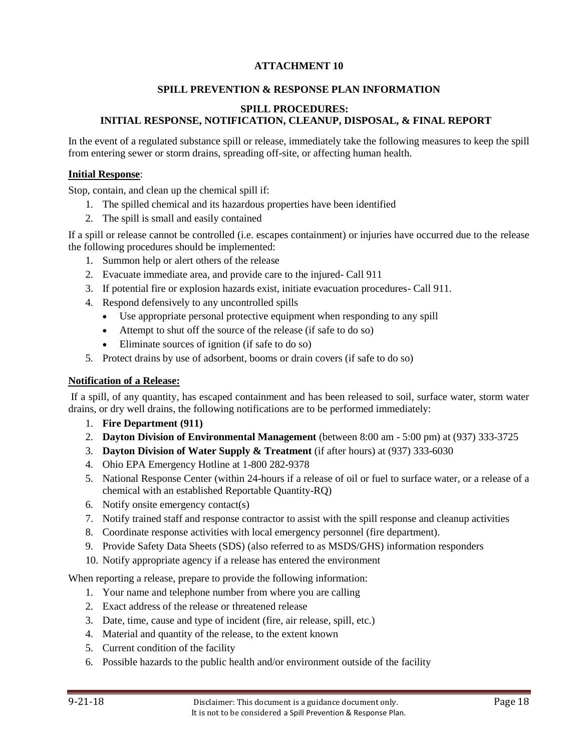# ATTACHMENT 10

## SPILL PREVENTION & RESPONSE PLAN INFORMATION

### SPILL PROCEDURES:
### INITIAL RESPONSE, NOTIFICATION, CLEANUP, DISPOSAL, & FINAL REPORT

In the event of a regulated substance spill or release, immediately take the following measures to keep the spill from entering sewer or storm drains, spreading off-site, or affecting human health.

**Initial Response**:

Stop, contain, and clean up the chemical spill if:

1. The spilled chemical and its hazardous properties have been identified
2. The spill is small and easily contained

If a spill or release cannot be controlled (i.e. escapes containment) or injuries have occurred due to the release the following procedures should be implemented:

1. Summon help or alert others of the release
2. Evacuate immediate area, and provide care to the injured- Call 911
3. If potential fire or explosion hazards exist, initiate evacuation procedures- Call 911.
4. Respond defensively to any uncontrolled spills
   - Use appropriate personal protective equipment when responding to any spill
   - Attempt to shut off the source of the release (if safe to do so)
   - Eliminate sources of ignition (if safe to do so)
5. Protect drains by use of adsorbent, booms or drain covers (if safe to do so)

**Notification of a Release:**

If a spill, of any quantity, has escaped containment and has been released to soil, surface water, storm water drains, or dry well drains, the following notifications are to be performed immediately:

1. **Fire Department (911)**
2. **Dayton Division of Environmental Management** (between 8:00 am - 5:00 pm) at (937) 333-3725
3. **Dayton Division of Water Supply & Treatment** (if after hours) at (937) 333-6030
4. Ohio EPA Emergency Hotline at 1-800 282-9378
5. National Response Center (within 24-hours if a release of oil or fuel to surface water, or a release of a chemical with an established Reportable Quantity-RQ)
6. Notify onsite emergency contact(s)
7. Notify trained staff and response contractor to assist with the spill response and cleanup activities
8. Coordinate response activities with local emergency personnel (fire department).
9. Provide Safety Data Sheets (SDS) (also referred to as MSDS/GHS) information responders
10. Notify appropriate agency if a release has entered the environment

When reporting a release, prepare to provide the following information:

1. Your name and telephone number from where you are calling
2. Exact address of the release or threatened release
3. Date, time, cause and type of incident (fire, air release, spill, etc.)
4. Material and quantity of the release, to the extent known
5. Current condition of the facility
6. Possible hazards to the public health and/or environment outside of the facility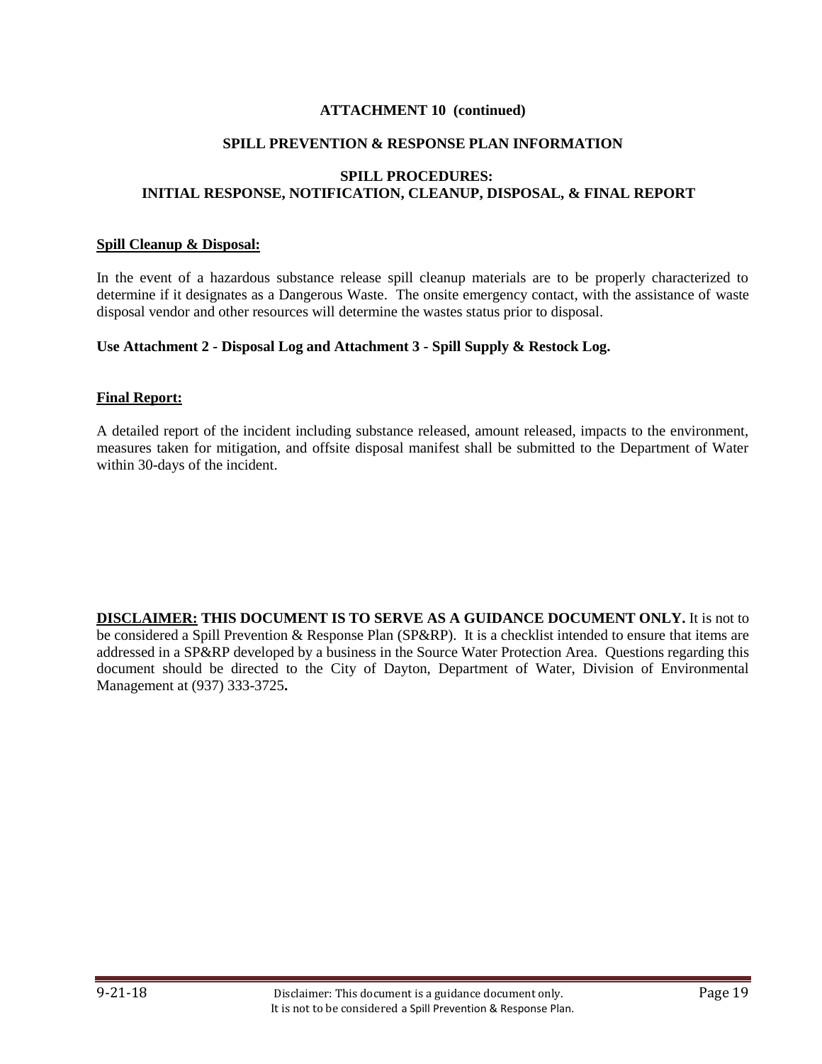**ATTACHMENT 10 (continued)**

**SPILL PREVENTION & RESPONSE PLAN INFORMATION**

**SPILL PROCEDURES:**
**INITIAL RESPONSE, NOTIFICATION, CLEANUP, DISPOSAL, & FINAL REPORT**

**Spill Cleanup & Disposal:**

In the event of a hazardous substance release spill cleanup materials are to be properly characterized to determine if it designates as a Dangerous Waste. The onsite emergency contact, with the assistance of waste disposal vendor and other resources will determine the wastes status prior to disposal.

**Use Attachment 2 - Disposal Log and Attachment 3 - Spill Supply & Restock Log.**

**Final Report:**

A detailed report of the incident including substance released, amount released, impacts to the environment, measures taken for mitigation, and offsite disposal manifest shall be submitted to the Department of Water within 30-days of the incident.

**DISCLAIMER: THIS DOCUMENT IS TO SERVE AS A GUIDANCE DOCUMENT ONLY.** It is not to be considered a Spill Prevention & Response Plan (SP&RP). It is a checklist intended to ensure that items are addressed in a SP&RP developed by a business in the Source Water Protection Area. Questions regarding this document should be directed to the City of Dayton, Department of Water, Division of Environmental Management at (937) 333-3725**.**